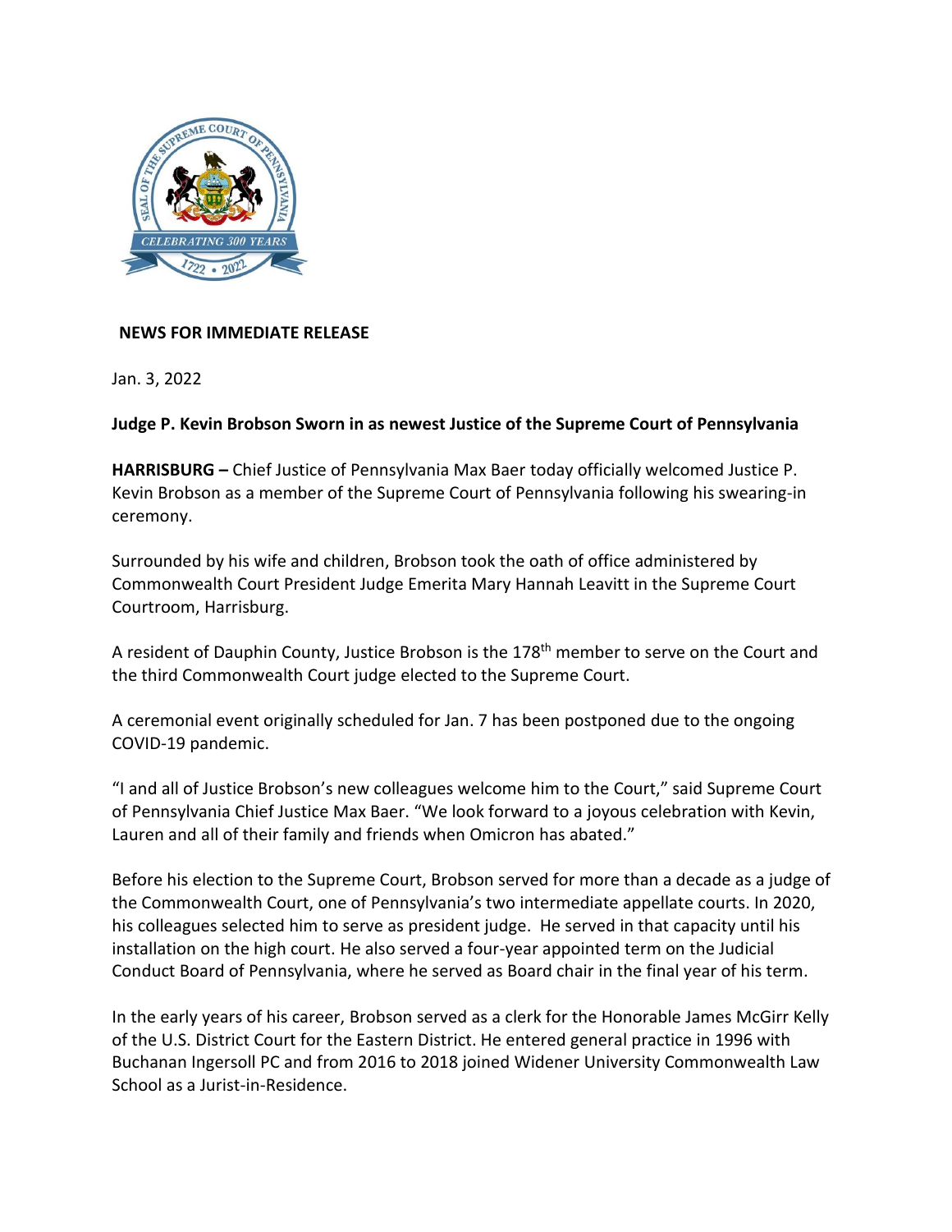**NEWS FOR IMMEDIATE RELEASE**

Jan. 3, 2022

**Judge P. Kevin Brobson Sworn in as newest Justice of the Supreme Court of Pennsylvania**

**HARRISBURG –** Chief Justice of Pennsylvania Max Baer today officially welcomed Justice P. Kevin Brobson as a member of the Supreme Court of Pennsylvania following his swearing-in ceremony.

Surrounded by his wife and children, Brobson took the oath of office administered by Commonwealth Court President Judge Emerita Mary Hannah Leavitt in the Supreme Court Courtroom, Harrisburg.

A resident of Dauphin County, Justice Brobson is the 178th member to serve on the Court and the third Commonwealth Court judge elected to the Supreme Court.

A ceremonial event originally scheduled for Jan. 7 has been postponed due to the ongoing COVID-19 pandemic.

"I and all of Justice Brobson's new colleagues welcome him to the Court," said Supreme Court of Pennsylvania Chief Justice Max Baer. "We look forward to a joyous celebration with Kevin, Lauren and all of their family and friends when Omicron has abated."

Before his election to the Supreme Court, Brobson served for more than a decade as a judge of the Commonwealth Court, one of Pennsylvania's two intermediate appellate courts. In 2020, his colleagues selected him to serve as president judge. He served in that capacity until his installation on the high court. He also served a four-year appointed term on the Judicial Conduct Board of Pennsylvania, where he served as Board chair in the final year of his term.

In the early years of his career, Brobson served as a clerk for the Honorable James McGirr Kelly of the U.S. District Court for the Eastern District. He entered general practice in 1996 with Buchanan Ingersoll PC and from 2016 to 2018 joined Widener University Commonwealth Law School as a Jurist-in-Residence.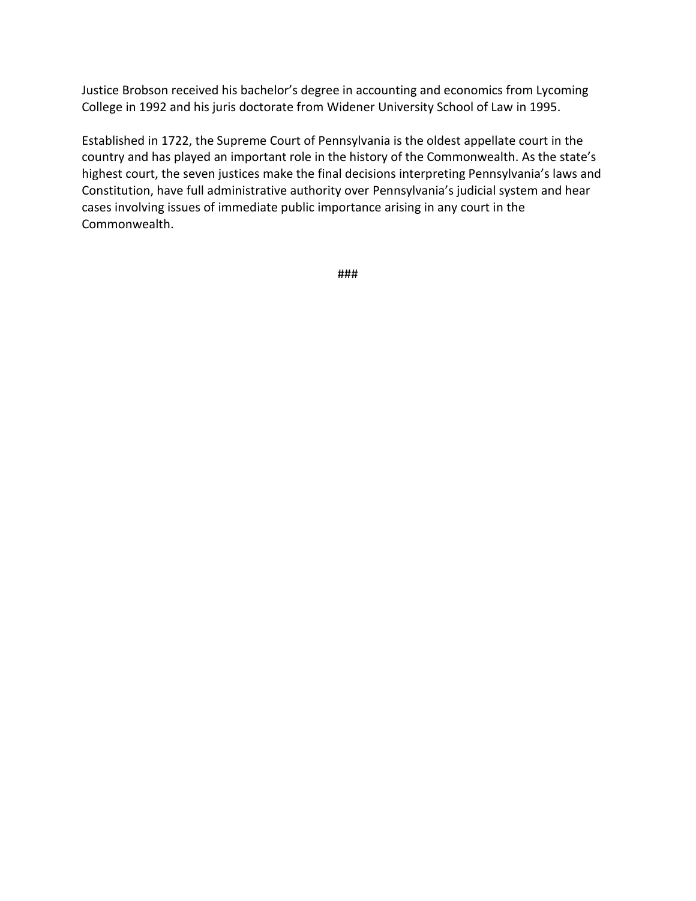Justice Brobson received his bachelor's degree in accounting and economics from Lycoming College in 1992 and his juris doctorate from Widener University School of Law in 1995.

Established in 1722, the Supreme Court of Pennsylvania is the oldest appellate court in the country and has played an important role in the history of the Commonwealth. As the state's highest court, the seven justices make the final decisions interpreting Pennsylvania's laws and Constitution, have full administrative authority over Pennsylvania's judicial system and hear cases involving issues of immediate public importance arising in any court in the Commonwealth.

###